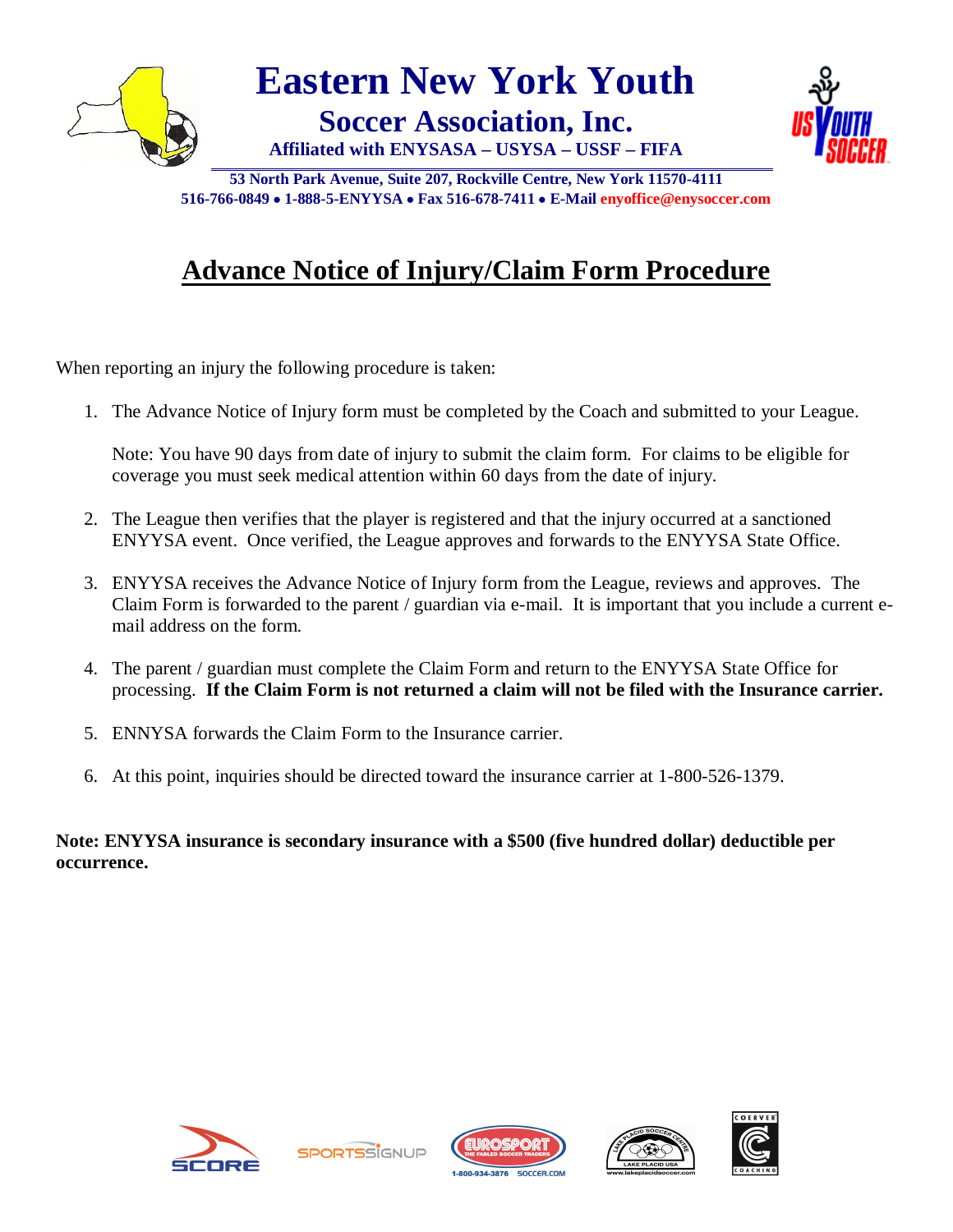# Eastern New York Youth

## Soccer Association, Inc.

**Affiliated with ENYSASA – USYSA – USSF – FIFA**

**53 North Park Avenue, Suite 207, Rockville Centre, New York 11570-4111**
**516-766-0849 • 1-888-5-ENYYSA • Fax 516-678-7411 • E-Mail enyoffice@enysoccer.com**

## Advance Notice of Injury/Claim Form Procedure

When reporting an injury the following procedure is taken:

1. The Advance Notice of Injury form must be completed by the Coach and submitted to your League.

   Note: You have 90 days from date of injury to submit the claim form. For claims to be eligible for coverage you must seek medical attention within 60 days from the date of injury.

2. The League then verifies that the player is registered and that the injury occurred at a sanctioned ENYYSA event. Once verified, the League approves and forwards to the ENYYSA State Office.

3. ENYYSA receives the Advance Notice of Injury form from the League, reviews and approves. The Claim Form is forwarded to the parent / guardian via e-mail. It is important that you include a current e-mail address on the form.

4. The parent / guardian must complete the Claim Form and return to the ENYYSA State Office for processing. **If the Claim Form is not returned a claim will not be filed with the Insurance carrier.**

5. ENNYSA forwards the Claim Form to the Insurance carrier.

6. At this point, inquiries should be directed toward the insurance carrier at 1-800-526-1379.

**Note: ENYYSA insurance is secondary insurance with a $500 (five hundred dollar) deductible per occurrence.**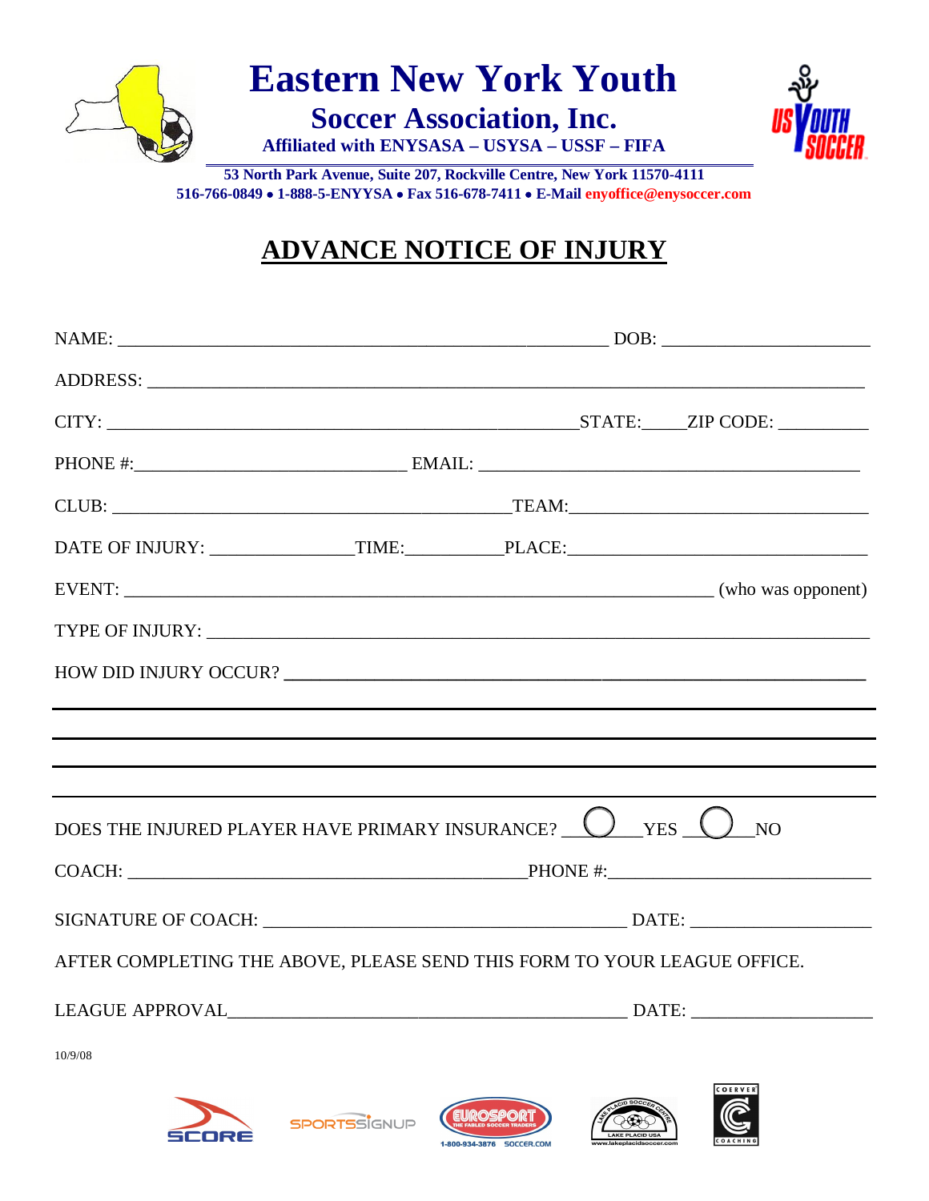# Eastern New York Youth

## Soccer Association, Inc.

**Affiliated with ENYSASA – USYSA – USSF – FIFA**

**53 North Park Avenue, Suite 207, Rockville Centre, New York 11570-4111**
**516-766-0849 • 1-888-5-ENYYSA • Fax 516-678-7411 • E-Mail enyoffice@enysoccer.com**

## ADVANCE NOTICE OF INJURY

NAME: ____________________________________________________ DOB: ______________________

ADDRESS: ______________________________________________________________________________

CITY: ___________________________________________________STATE:_____ZIP CODE: __________

PHONE #:______________________________ EMAIL: ___________________________________________

CLUB: ____________________________________________TEAM:_________________________________

DATE OF INJURY: _______________TIME:__________PLACE:_____________________________________

EVENT: ________________________________________________________________ (who was opponent)

TYPE OF INJURY: _______________________________________________________________________

HOW DID INJURY OCCUR? _________________________________________________________________

_____________________________________________________________________________________

_____________________________________________________________________________________

_____________________________________________________________________________________

DOES THE INJURED PLAYER HAVE PRIMARY INSURANCE? ○ YES ○ NO

COACH: ____________________________________________PHONE #:___________________________

SIGNATURE OF COACH: _________________________________________ DATE: ____________________

AFTER COMPLETING THE ABOVE, PLEASE SEND THIS FORM TO YOUR LEAGUE OFFICE.

LEAGUE APPROVAL_____________________________________________ DATE: ____________________

10/9/08

SCORE SPORTSSIGNUP EUROSPORT THE FABLED SOCCER TRADERS 1-800-934-3876 SOCCER.COM LAKE PLACID SOCCER CENTRE LAKE PLACID USA www.lakeplacidsoccer.com COERVER COACHING